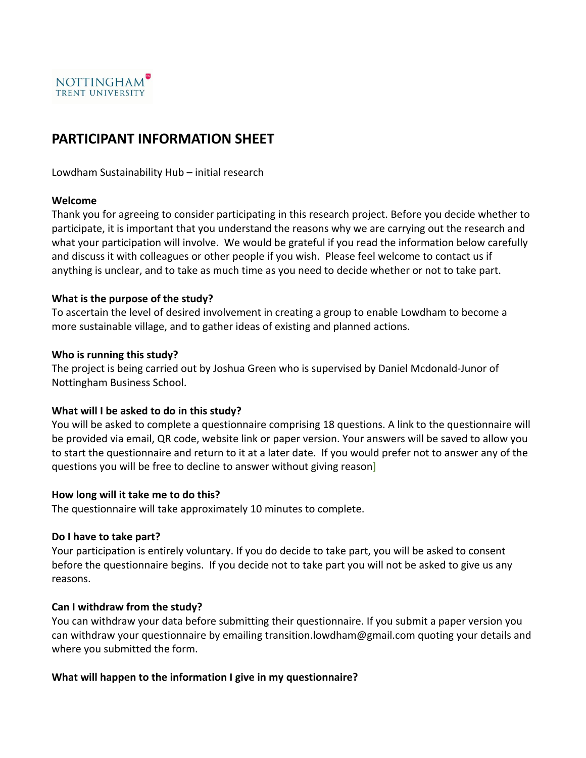NOTTINGHAM
TRENT UNIVERSITY

# PARTICIPANT INFORMATION SHEET

Lowdham Sustainability Hub – initial research

**Welcome**

Thank you for agreeing to consider participating in this research project. Before you decide whether to participate, it is important that you understand the reasons why we are carrying out the research and what your participation will involve. We would be grateful if you read the information below carefully and discuss it with colleagues or other people if you wish. Please feel welcome to contact us if anything is unclear, and to take as much time as you need to decide whether or not to take part.

**What is the purpose of the study?**

To ascertain the level of desired involvement in creating a group to enable Lowdham to become a more sustainable village, and to gather ideas of existing and planned actions.

**Who is running this study?**

The project is being carried out by Joshua Green who is supervised by Daniel Mcdonald-Junor of Nottingham Business School.

**What will I be asked to do in this study?**

You will be asked to complete a questionnaire comprising 18 questions. A link to the questionnaire will be provided via email, QR code, website link or paper version. Your answers will be saved to allow you to start the questionnaire and return to it at a later date. If you would prefer not to answer any of the questions you will be free to decline to answer without giving reason]

**How long will it take me to do this?**

The questionnaire will take approximately 10 minutes to complete.

**Do I have to take part?**

Your participation is entirely voluntary. If you do decide to take part, you will be asked to consent before the questionnaire begins. If you decide not to take part you will not be asked to give us any reasons.

**Can I withdraw from the study?**

You can withdraw your data before submitting their questionnaire. If you submit a paper version you can withdraw your questionnaire by emailing transition.lowdham@gmail.com quoting your details and where you submitted the form.

**What will happen to the information I give in my questionnaire?**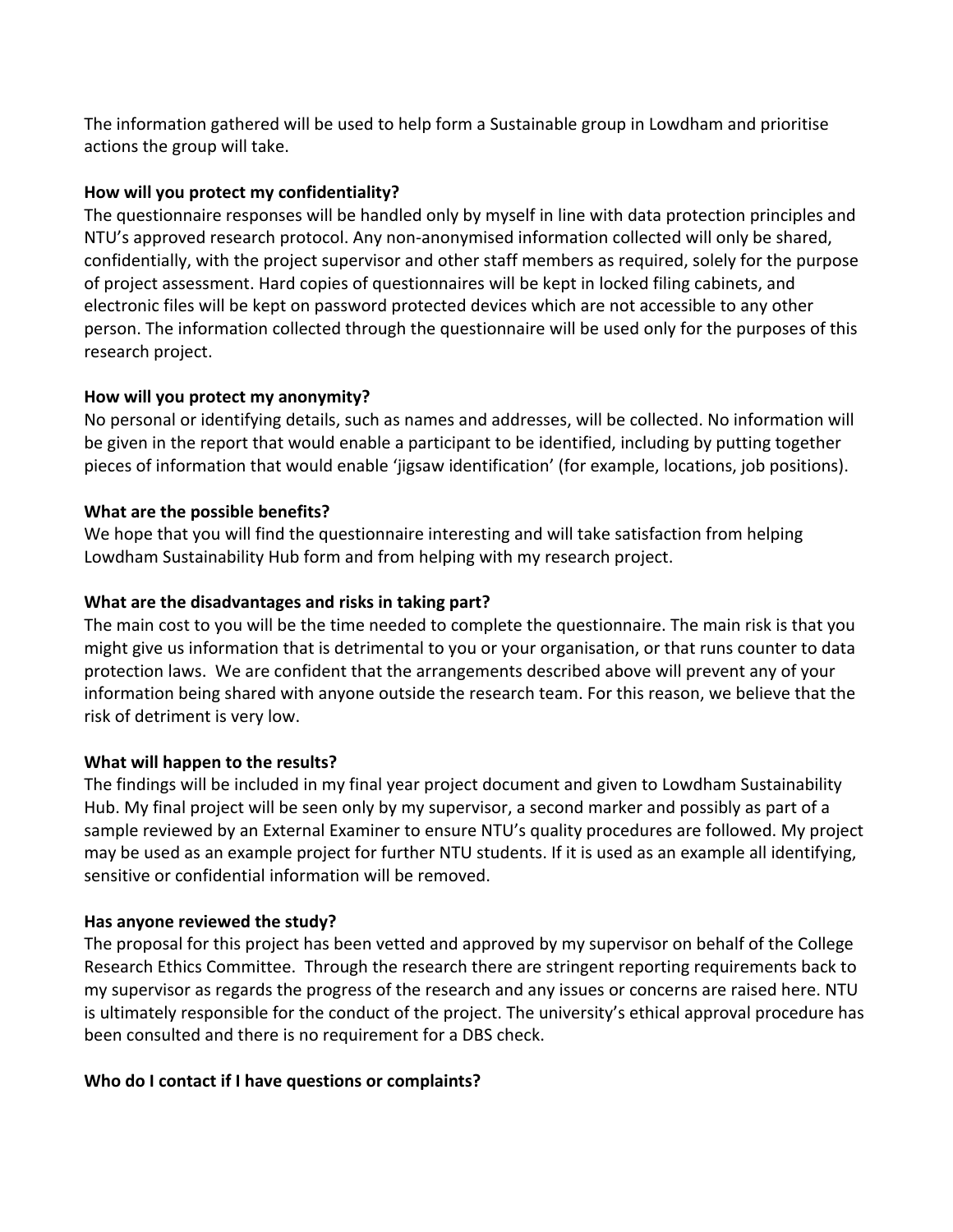The information gathered will be used to help form a Sustainable group in Lowdham and prioritise actions the group will take.

**How will you protect my confidentiality?**

The questionnaire responses will be handled only by myself in line with data protection principles and NTU's approved research protocol. Any non-anonymised information collected will only be shared, confidentially, with the project supervisor and other staff members as required, solely for the purpose of project assessment. Hard copies of questionnaires will be kept in locked filing cabinets, and electronic files will be kept on password protected devices which are not accessible to any other person. The information collected through the questionnaire will be used only for the purposes of this research project.

**How will you protect my anonymity?**

No personal or identifying details, such as names and addresses, will be collected. No information will be given in the report that would enable a participant to be identified, including by putting together pieces of information that would enable 'jigsaw identification' (for example, locations, job positions).

**What are the possible benefits?**

We hope that you will find the questionnaire interesting and will take satisfaction from helping Lowdham Sustainability Hub form and from helping with my research project.

**What are the disadvantages and risks in taking part?**

The main cost to you will be the time needed to complete the questionnaire. The main risk is that you might give us information that is detrimental to you or your organisation, or that runs counter to data protection laws. We are confident that the arrangements described above will prevent any of your information being shared with anyone outside the research team. For this reason, we believe that the risk of detriment is very low.

**What will happen to the results?**

The findings will be included in my final year project document and given to Lowdham Sustainability Hub. My final project will be seen only by my supervisor, a second marker and possibly as part of a sample reviewed by an External Examiner to ensure NTU's quality procedures are followed. My project may be used as an example project for further NTU students. If it is used as an example all identifying, sensitive or confidential information will be removed.

**Has anyone reviewed the study?**

The proposal for this project has been vetted and approved by my supervisor on behalf of the College Research Ethics Committee. Through the research there are stringent reporting requirements back to my supervisor as regards the progress of the research and any issues or concerns are raised here. NTU is ultimately responsible for the conduct of the project. The university's ethical approval procedure has been consulted and there is no requirement for a DBS check.

**Who do I contact if I have questions or complaints?**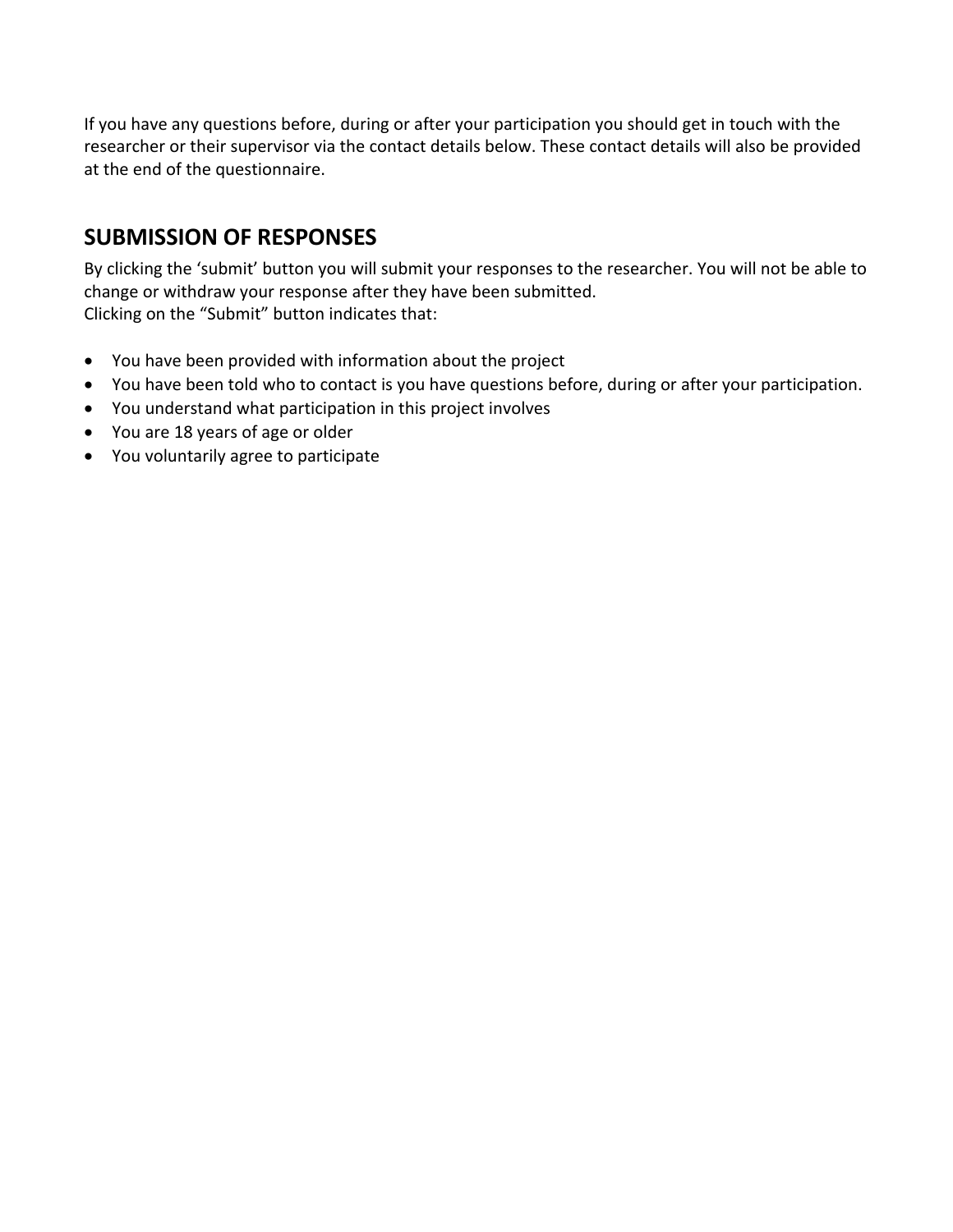If you have any questions before, during or after your participation you should get in touch with the researcher or their supervisor via the contact details below. These contact details will also be provided at the end of the questionnaire.

## SUBMISSION OF RESPONSES

By clicking the 'submit' button you will submit your responses to the researcher. You will not be able to change or withdraw your response after they have been submitted.
Clicking on the "Submit" button indicates that:

- You have been provided with information about the project
- You have been told who to contact is you have questions before, during or after your participation.
- You understand what participation in this project involves
- You are 18 years of age or older
- You voluntarily agree to participate